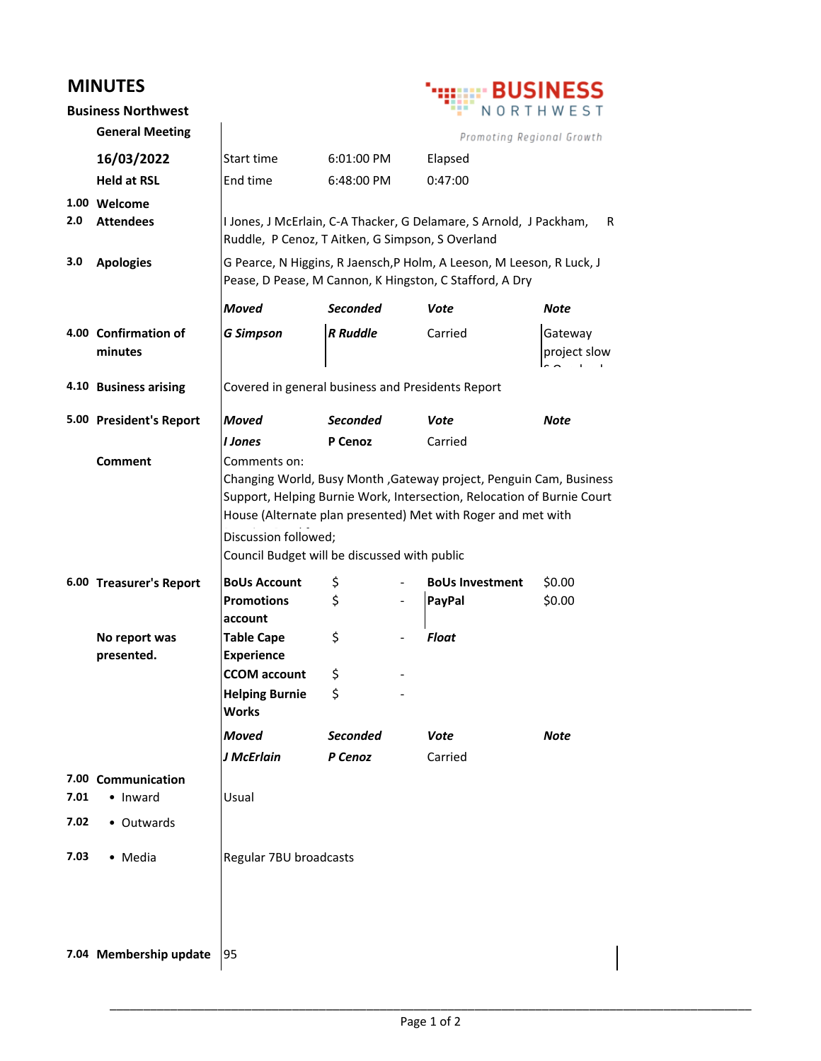# MINUTES

**Business Northwest**

**BUSINESS NORTHWEST** — Promoting Regional Growth

**General Meeting**

**16/03/2022**

**Held at RSL**

| | |
|---|---|
| Start time | 6:01:00 PM |
| End time | 6:48:00 PM |
| Elapsed | 0:47:00 |

**1.00 Welcome**

**2.0 Attendees**

I Jones, J McErlain, C-A Thacker, G Delamare, S Arnold, J Packham, R Ruddle, P Cenoz, T Aitken, G Simpson, S Overland

**3.0 Apologies**

G Pearce, N Higgins, R Jaensch,P Holm, A Leeson, M Leeson, R Luck, J Pease, D Pease, M Cannon, K Hingston, C Stafford, A Dry

**4.00 Confirmation of minutes**

| *Moved* | *Seconded* | *Vote* | *Note* |
|---|---|---|---|
| *G Simpson* | *R Ruddle* | Carried | Gateway project slow |

**4.10 Business arising**

Covered in general business and Presidents Report

**5.00 President's Report**

| *Moved* | *Seconded* | *Vote* | *Note* |
|---|---|---|---|
| *I Jones* | P Cenoz | Carried | |

**Comment**

Comments on:
Changing World, Busy Month ,Gateway project, Penguin Cam, Business Support, Helping Burnie Work, Intersection, Relocation of Burnie Court House (Alternate plan presented) Met with Roger and met with

Discussion followed;
Council Budget will be discussed with public

**6.00 Treasurer's Report**

**No report was presented.**

| | | | |
|---|---|---|---|
| **BoUs Account** | $ - | **BoUs Investment** | $0.00 |
| **Promotions account** | $ - | **PayPal** | $0.00 |
| **Table Cape Experience** | $ - | ***Float*** | |
| **CCOM account** | $ - | | |
| **Helping Burnie Works** | $ - | | |

| *Moved* | *Seconded* | *Vote* | *Note* |
|---|---|---|---|
| *J McErlain* | *P Cenoz* | Carried | |

**7.00 Communication**

**7.01** • Inward — Usual

**7.02** • Outwards

**7.03** • Media — Regular 7BU broadcasts

**7.04 Membership update** — 95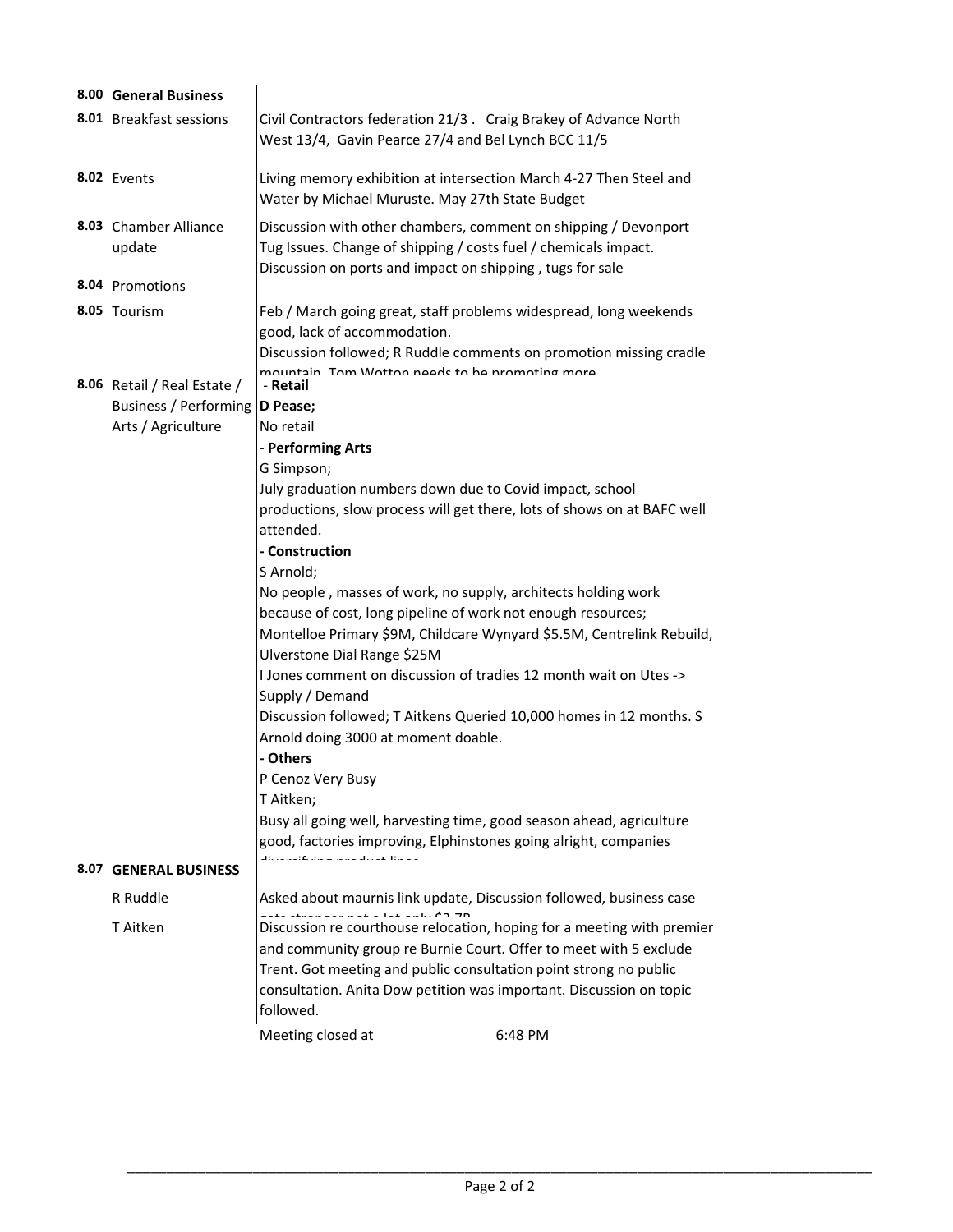| | | |
|---|---|---|
| **8.00** | **General Business** | |
| **8.01** | Breakfast sessions | Civil Contractors federation 21/3 . Craig Brakey of Advance North West 13/4, Gavin Pearce 27/4 and Bel Lynch BCC 11/5 |
| **8.02** | Events | Living memory exhibition at intersection March 4-27 Then Steel and Water by Michael Muruste. May 27th State Budget |
| **8.03** | Chamber Alliance update | Discussion with other chambers, comment on shipping / Devonport Tug Issues. Change of shipping / costs fuel / chemicals impact. Discussion on ports and impact on shipping , tugs for sale |
| **8.04** | Promotions | |
| **8.05** | Tourism | Feb / March going great, staff problems widespread, long weekends good, lack of accommodation.<br>Discussion followed; R Ruddle comments on promotion missing cradle mountain. Tom Wotton needs to be promoting more |
| **8.06** | Retail / Real Estate / Business / Performing Arts / Agriculture | - **Retail**<br>**D Pease;**<br>No retail<br>- **Performing Arts**<br>G Simpson;<br>July graduation numbers down due to Covid impact, school productions, slow process will get there, lots of shows on at BAFC well attended.<br>**- Construction**<br>S Arnold;<br>No people , masses of work, no supply, architects holding work because of cost, long pipeline of work not enough resources;<br>Montelloe Primary $9M, Childcare Wynyard $5.5M, Centrelink Rebuild, Ulverstone Dial Range $25M<br>I Jones comment on discussion of tradies 12 month wait on Utes -> Supply / Demand<br>Discussion followed; T Aitkens Queried 10,000 homes in 12 months. S Arnold doing 3000 at moment doable.<br>**- Others**<br>P Cenoz Very Busy<br>T Aitken;<br>Busy all going well, harvesting time, good season ahead, agriculture good, factories improving, Elphinstones going alright, companies diversifying product lines |
| **8.07** | **GENERAL BUSINESS** | |
| | R Ruddle | Asked about maurnis link update, Discussion followed, business case gets stronger not a lot only $3.7B |
| | T Aitken | Discussion re courthouse relocation, hoping for a meeting with premier and community group re Burnie Court. Offer to meet with 5 exclude Trent. Got meeting and public consultation point strong no public consultation. Anita Dow petition was important. Discussion on topic followed. |
| | | Meeting closed at 6:48 PM |